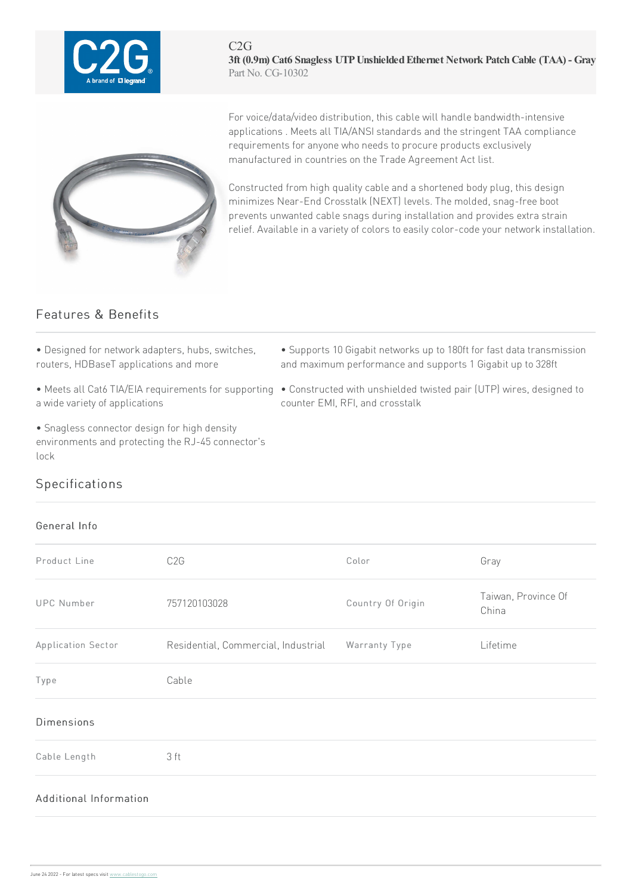C2G

**3ft (0.9m) Cat6 Snagless UTP Unshielded Ethernet Network Patch Cable (TAA) - Gray**

Part No. CG-10302

For voice/data/video distribution, this cable will handle bandwidth-intensive applications . Meets all TIA/ANSI standards and the stringent TAA compliance requirements for anyone who needs to procure products exclusively manufactured in countries on the Trade Agreement Act list.

Constructed from high quality cable and a shortened body plug, this design minimizes Near-End Crosstalk (NEXT) levels. The molded, snag-free boot prevents unwanted cable snags during installation and provides extra strain relief. Available in a variety of colors to easily color-code your network installation.

## Features & Benefits

- Designed for network adapters, hubs, switches, routers, HDBaseT applications and more
- Meets all Cat6 TIA/EIA requirements for supporting a wide variety of applications
- Snagless connector design for high density environments and protecting the RJ-45 connector's lock
- Supports 10 Gigabit networks up to 180ft for fast data transmission and maximum performance and supports 1 Gigabit up to 328ft
- Constructed with unshielded twisted pair (UTP) wires, designed to counter EMI, RFI, and crosstalk

## Specifications

### General Info

| | | | |
|---|---|---|---|
| Product Line | C2G | Color | Gray |
| UPC Number | 757120103028 | Country Of Origin | Taiwan, Province Of China |
| Application Sector | Residential, Commercial, Industrial | Warranty Type | Lifetime |
| Type | Cable | | |

### Dimensions

| | |
|---|---|
| Cable Length | 3 ft |

### Additional Information

June 24 2022 - For latest specs visit www.cablestogo.com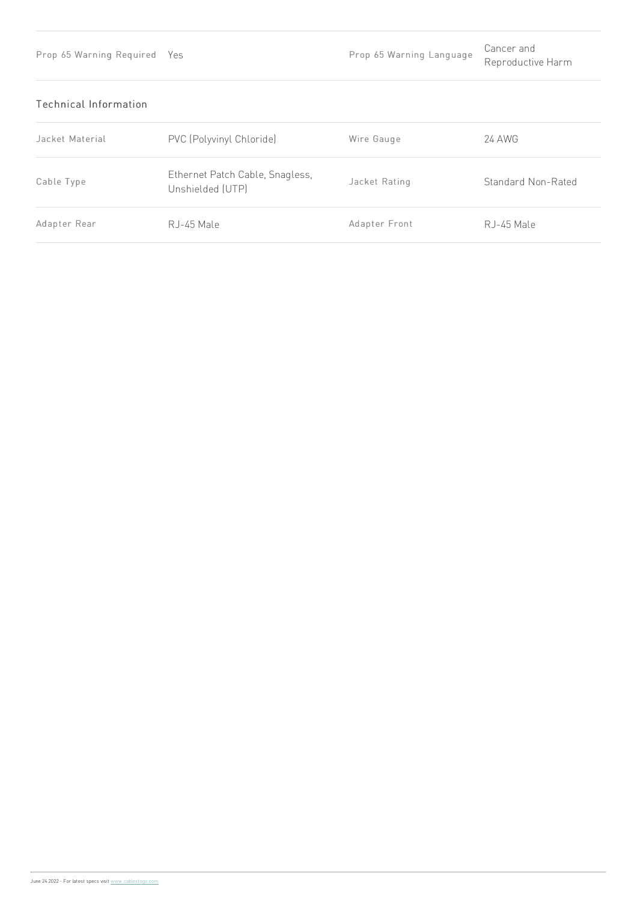| | | | |
|---|---|---|---|
| Prop 65 Warning Required | Yes | Prop 65 Warning Language | Cancer and Reproductive Harm |

## Technical Information

| | | | |
|---|---|---|---|
| Jacket Material | PVC (Polyvinyl Chloride) | Wire Gauge | 24 AWG |
| Cable Type | Ethernet Patch Cable, Snagless, Unshielded (UTP) | Jacket Rating | Standard Non-Rated |
| Adapter Rear | RJ-45 Male | Adapter Front | RJ-45 Male |

June 24 2022 - For latest specs visit www.cablestogo.com